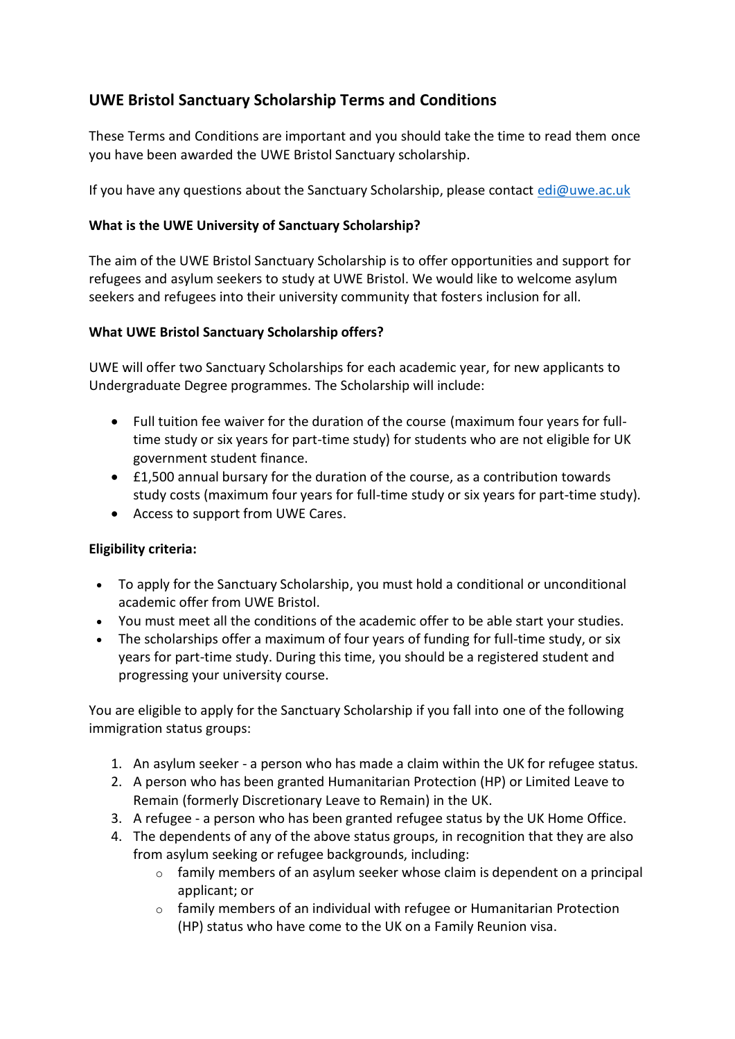## UWE Bristol Sanctuary Scholarship Terms and Conditions

These Terms and Conditions are important and you should take the time to read them once you have been awarded the UWE Bristol Sanctuary scholarship.

If you have any questions about the Sanctuary Scholarship, please contact [edi@uwe.ac.uk](mailto:edi@uwe.ac.uk)

**What is the UWE University of Sanctuary Scholarship?**

The aim of the UWE Bristol Sanctuary Scholarship is to offer opportunities and support for refugees and asylum seekers to study at UWE Bristol. We would like to welcome asylum seekers and refugees into their university community that fosters inclusion for all.

**What UWE Bristol Sanctuary Scholarship offers?**

UWE will offer two Sanctuary Scholarships for each academic year, for new applicants to Undergraduate Degree programmes. The Scholarship will include:

- Full tuition fee waiver for the duration of the course (maximum four years for full-time study or six years for part-time study) for students who are not eligible for UK government student finance.
- £1,500 annual bursary for the duration of the course, as a contribution towards study costs (maximum four years for full-time study or six years for part-time study).
- Access to support from UWE Cares.

**Eligibility criteria:**

- To apply for the Sanctuary Scholarship, you must hold a conditional or unconditional academic offer from UWE Bristol.
- You must meet all the conditions of the academic offer to be able start your studies.
- The scholarships offer a maximum of four years of funding for full-time study, or six years for part-time study. During this time, you should be a registered student and progressing your university course.

You are eligible to apply for the Sanctuary Scholarship if you fall into one of the following immigration status groups:

1. An asylum seeker - a person who has made a claim within the UK for refugee status.
2. A person who has been granted Humanitarian Protection (HP) or Limited Leave to Remain (formerly Discretionary Leave to Remain) in the UK.
3. A refugee - a person who has been granted refugee status by the UK Home Office.
4. The dependents of any of the above status groups, in recognition that they are also from asylum seeking or refugee backgrounds, including:
    - family members of an asylum seeker whose claim is dependent on a principal applicant; or
    - family members of an individual with refugee or Humanitarian Protection (HP) status who have come to the UK on a Family Reunion visa.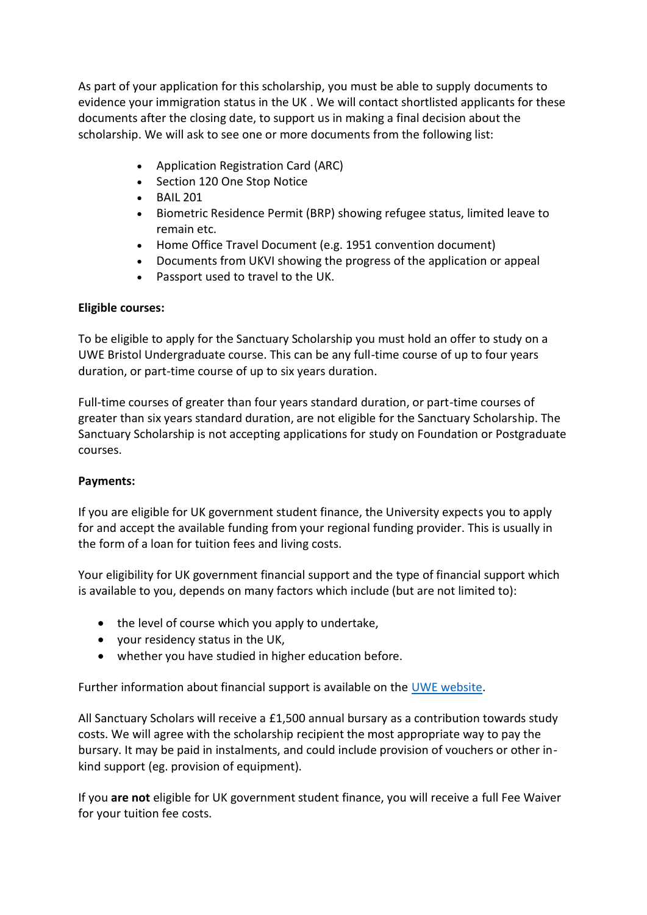As part of your application for this scholarship, you must be able to supply documents to evidence your immigration status in the UK . We will contact shortlisted applicants for these documents after the closing date, to support us in making a final decision about the scholarship. We will ask to see one or more documents from the following list:

- Application Registration Card (ARC)
- Section 120 One Stop Notice
- BAIL 201
- Biometric Residence Permit (BRP) showing refugee status, limited leave to remain etc.
- Home Office Travel Document (e.g. 1951 convention document)
- Documents from UKVI showing the progress of the application or appeal
- Passport used to travel to the UK.

**Eligible courses:**

To be eligible to apply for the Sanctuary Scholarship you must hold an offer to study on a UWE Bristol Undergraduate course. This can be any full-time course of up to four years duration, or part-time course of up to six years duration.

Full-time courses of greater than four years standard duration, or part-time courses of greater than six years standard duration, are not eligible for the Sanctuary Scholarship. The Sanctuary Scholarship is not accepting applications for study on Foundation or Postgraduate courses.

**Payments:**

If you are eligible for UK government student finance, the University expects you to apply for and accept the available funding from your regional funding provider. This is usually in the form of a loan for tuition fees and living costs.

Your eligibility for UK government financial support and the type of financial support which is available to you, depends on many factors which include (but are not limited to):

- the level of course which you apply to undertake,
- your residency status in the UK,
- whether you have studied in higher education before.

Further information about financial support is available on the UWE website.

All Sanctuary Scholars will receive a £1,500 annual bursary as a contribution towards study costs. We will agree with the scholarship recipient the most appropriate way to pay the bursary. It may be paid in instalments, and could include provision of vouchers or other in-kind support (eg. provision of equipment).

If you **are not** eligible for UK government student finance, you will receive a full Fee Waiver for your tuition fee costs.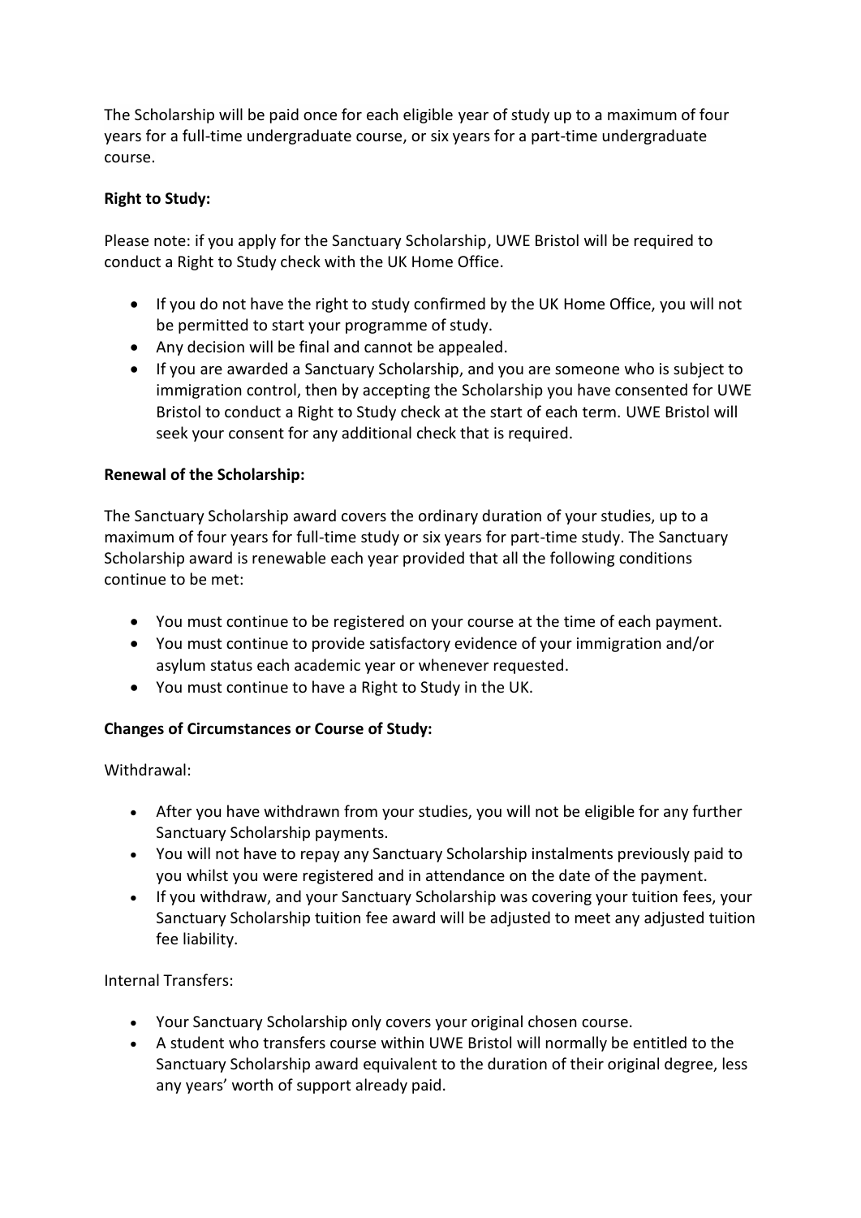The Scholarship will be paid once for each eligible year of study up to a maximum of four years for a full-time undergraduate course, or six years for a part-time undergraduate course.

**Right to Study:**

Please note: if you apply for the Sanctuary Scholarship, UWE Bristol will be required to conduct a Right to Study check with the UK Home Office.

- If you do not have the right to study confirmed by the UK Home Office, you will not be permitted to start your programme of study.
- Any decision will be final and cannot be appealed.
- If you are awarded a Sanctuary Scholarship, and you are someone who is subject to immigration control, then by accepting the Scholarship you have consented for UWE Bristol to conduct a Right to Study check at the start of each term. UWE Bristol will seek your consent for any additional check that is required.

**Renewal of the Scholarship:**

The Sanctuary Scholarship award covers the ordinary duration of your studies, up to a maximum of four years for full-time study or six years for part-time study. The Sanctuary Scholarship award is renewable each year provided that all the following conditions continue to be met:

- You must continue to be registered on your course at the time of each payment.
- You must continue to provide satisfactory evidence of your immigration and/or asylum status each academic year or whenever requested.
- You must continue to have a Right to Study in the UK.

**Changes of Circumstances or Course of Study:**

Withdrawal:

- After you have withdrawn from your studies, you will not be eligible for any further Sanctuary Scholarship payments.
- You will not have to repay any Sanctuary Scholarship instalments previously paid to you whilst you were registered and in attendance on the date of the payment.
- If you withdraw, and your Sanctuary Scholarship was covering your tuition fees, your Sanctuary Scholarship tuition fee award will be adjusted to meet any adjusted tuition fee liability.

Internal Transfers:

- Your Sanctuary Scholarship only covers your original chosen course.
- A student who transfers course within UWE Bristol will normally be entitled to the Sanctuary Scholarship award equivalent to the duration of their original degree, less any years' worth of support already paid.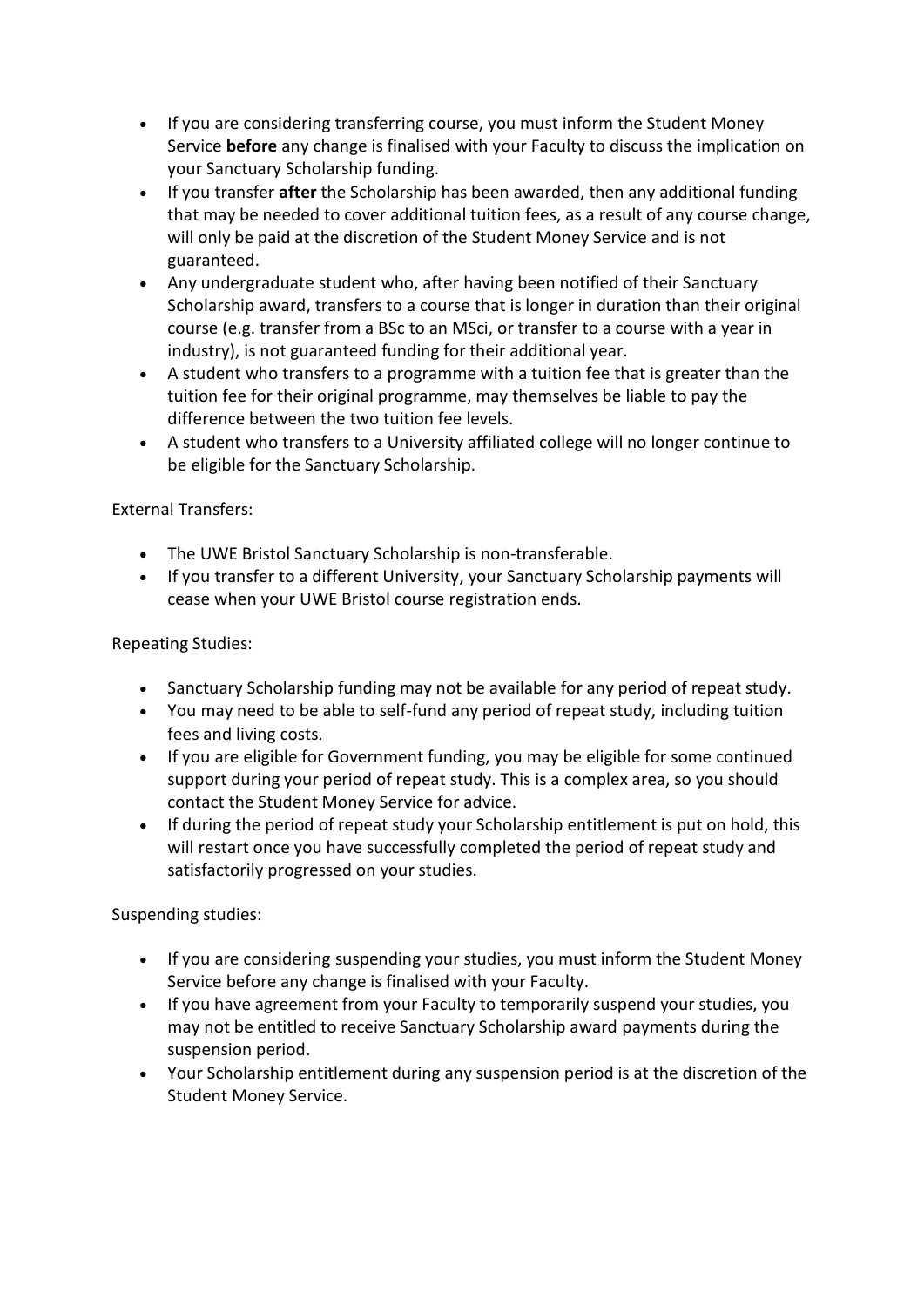- If you are considering transferring course, you must inform the Student Money Service **before** any change is finalised with your Faculty to discuss the implication on your Sanctuary Scholarship funding.
- If you transfer **after** the Scholarship has been awarded, then any additional funding that may be needed to cover additional tuition fees, as a result of any course change, will only be paid at the discretion of the Student Money Service and is not guaranteed.
- Any undergraduate student who, after having been notified of their Sanctuary Scholarship award, transfers to a course that is longer in duration than their original course (e.g. transfer from a BSc to an MSci, or transfer to a course with a year in industry), is not guaranteed funding for their additional year.
- A student who transfers to a programme with a tuition fee that is greater than the tuition fee for their original programme, may themselves be liable to pay the difference between the two tuition fee levels.
- A student who transfers to a University affiliated college will no longer continue to be eligible for the Sanctuary Scholarship.

External Transfers:

- The UWE Bristol Sanctuary Scholarship is non-transferable.
- If you transfer to a different University, your Sanctuary Scholarship payments will cease when your UWE Bristol course registration ends.

Repeating Studies:

- Sanctuary Scholarship funding may not be available for any period of repeat study.
- You may need to be able to self-fund any period of repeat study, including tuition fees and living costs.
- If you are eligible for Government funding, you may be eligible for some continued support during your period of repeat study. This is a complex area, so you should contact the Student Money Service for advice.
- If during the period of repeat study your Scholarship entitlement is put on hold, this will restart once you have successfully completed the period of repeat study and satisfactorily progressed on your studies.

Suspending studies:

- If you are considering suspending your studies, you must inform the Student Money Service before any change is finalised with your Faculty.
- If you have agreement from your Faculty to temporarily suspend your studies, you may not be entitled to receive Sanctuary Scholarship award payments during the suspension period.
- Your Scholarship entitlement during any suspension period is at the discretion of the Student Money Service.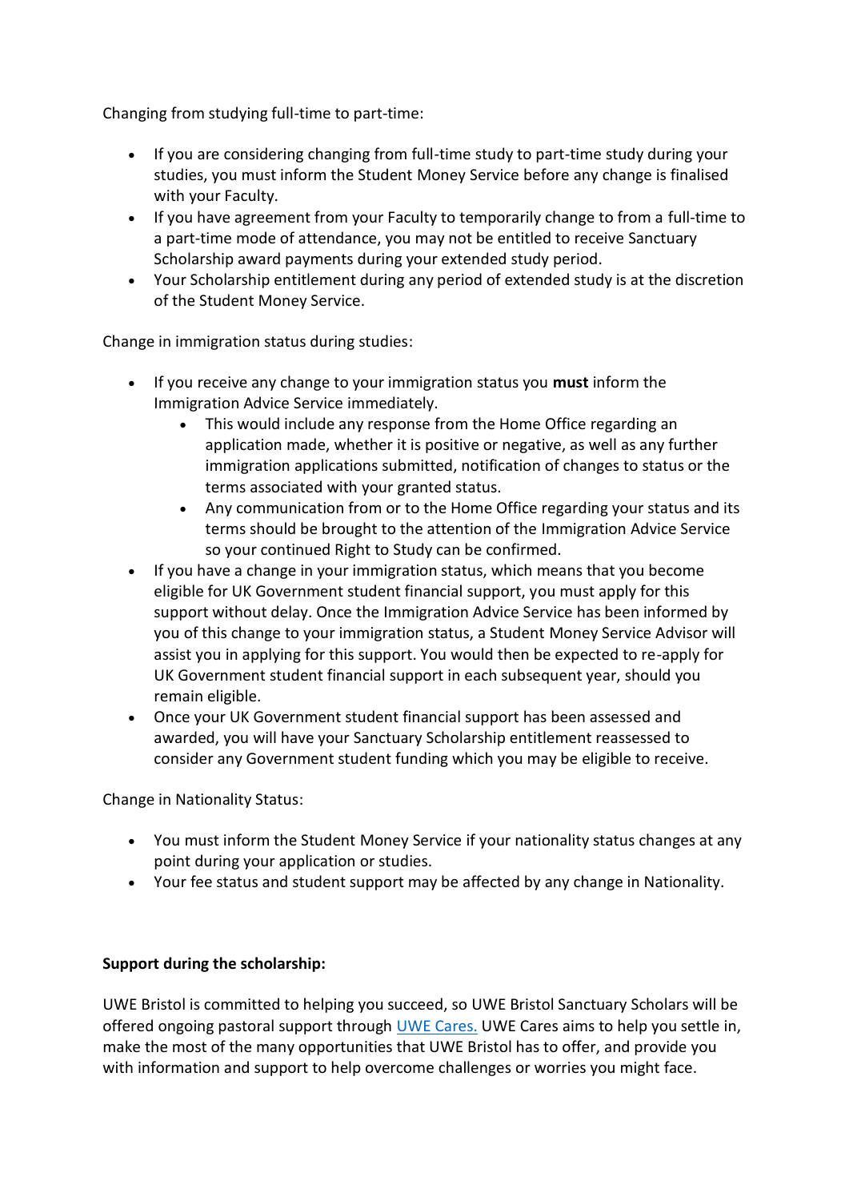Changing from studying full-time to part-time:

- If you are considering changing from full-time study to part-time study during your studies, you must inform the Student Money Service before any change is finalised with your Faculty.
- If you have agreement from your Faculty to temporarily change to from a full-time to a part-time mode of attendance, you may not be entitled to receive Sanctuary Scholarship award payments during your extended study period.
- Your Scholarship entitlement during any period of extended study is at the discretion of the Student Money Service.

Change in immigration status during studies:

- If you receive any change to your immigration status you **must** inform the Immigration Advice Service immediately.
  - This would include any response from the Home Office regarding an application made, whether it is positive or negative, as well as any further immigration applications submitted, notification of changes to status or the terms associated with your granted status.
  - Any communication from or to the Home Office regarding your status and its terms should be brought to the attention of the Immigration Advice Service so your continued Right to Study can be confirmed.
- If you have a change in your immigration status, which means that you become eligible for UK Government student financial support, you must apply for this support without delay. Once the Immigration Advice Service has been informed by you of this change to your immigration status, a Student Money Service Advisor will assist you in applying for this support. You would then be expected to re-apply for UK Government student financial support in each subsequent year, should you remain eligible.
- Once your UK Government student financial support has been assessed and awarded, you will have your Sanctuary Scholarship entitlement reassessed to consider any Government student funding which you may be eligible to receive.

Change in Nationality Status:

- You must inform the Student Money Service if your nationality status changes at any point during your application or studies.
- Your fee status and student support may be affected by any change in Nationality.

**Support during the scholarship:**

UWE Bristol is committed to helping you succeed, so UWE Bristol Sanctuary Scholars will be offered ongoing pastoral support through UWE Cares. UWE Cares aims to help you settle in, make the most of the many opportunities that UWE Bristol has to offer, and provide you with information and support to help overcome challenges or worries you might face.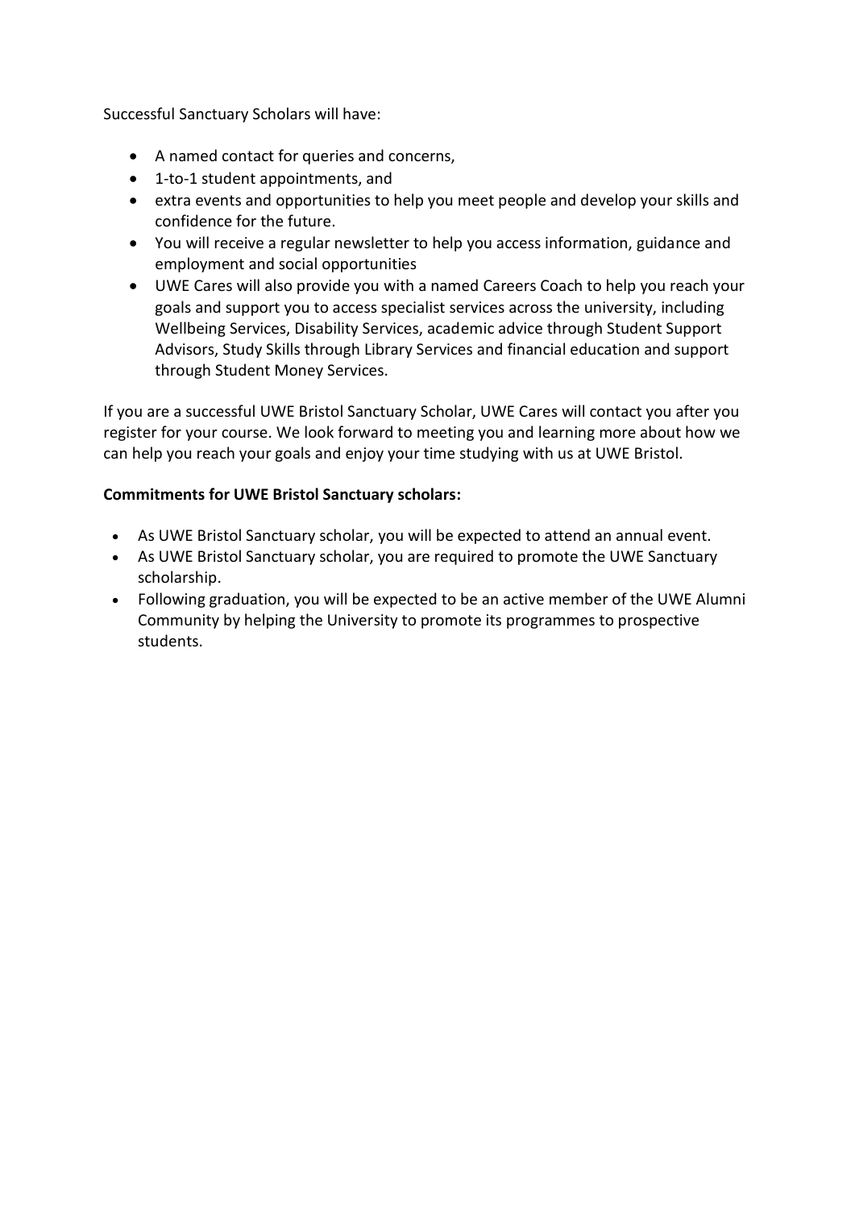Successful Sanctuary Scholars will have:

- A named contact for queries and concerns,
- 1-to-1 student appointments, and
- extra events and opportunities to help you meet people and develop your skills and confidence for the future.
- You will receive a regular newsletter to help you access information, guidance and employment and social opportunities
- UWE Cares will also provide you with a named Careers Coach to help you reach your goals and support you to access specialist services across the university, including Wellbeing Services, Disability Services, academic advice through Student Support Advisors, Study Skills through Library Services and financial education and support through Student Money Services.

If you are a successful UWE Bristol Sanctuary Scholar, UWE Cares will contact you after you register for your course. We look forward to meeting you and learning more about how we can help you reach your goals and enjoy your time studying with us at UWE Bristol.

**Commitments for UWE Bristol Sanctuary scholars:**

- As UWE Bristol Sanctuary scholar, you will be expected to attend an annual event.
- As UWE Bristol Sanctuary scholar, you are required to promote the UWE Sanctuary scholarship.
- Following graduation, you will be expected to be an active member of the UWE Alumni Community by helping the University to promote its programmes to prospective students.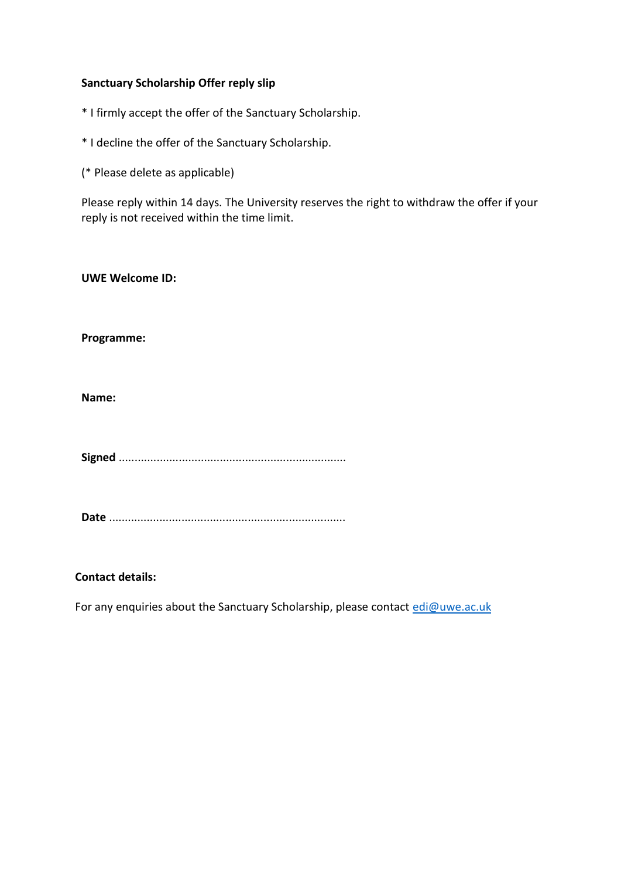**Sanctuary Scholarship Offer reply slip**

* I firmly accept the offer of the Sanctuary Scholarship.

* I decline the offer of the Sanctuary Scholarship.

(* Please delete as applicable)

Please reply within 14 days. The University reserves the right to withdraw the offer if your reply is not received within the time limit.

**UWE Welcome ID:**

**Programme:**

**Name:**

**Signed** ........................................................................

**Date** ..........................................................................

**Contact details:**

For any enquiries about the Sanctuary Scholarship, please contact edi@uwe.ac.uk